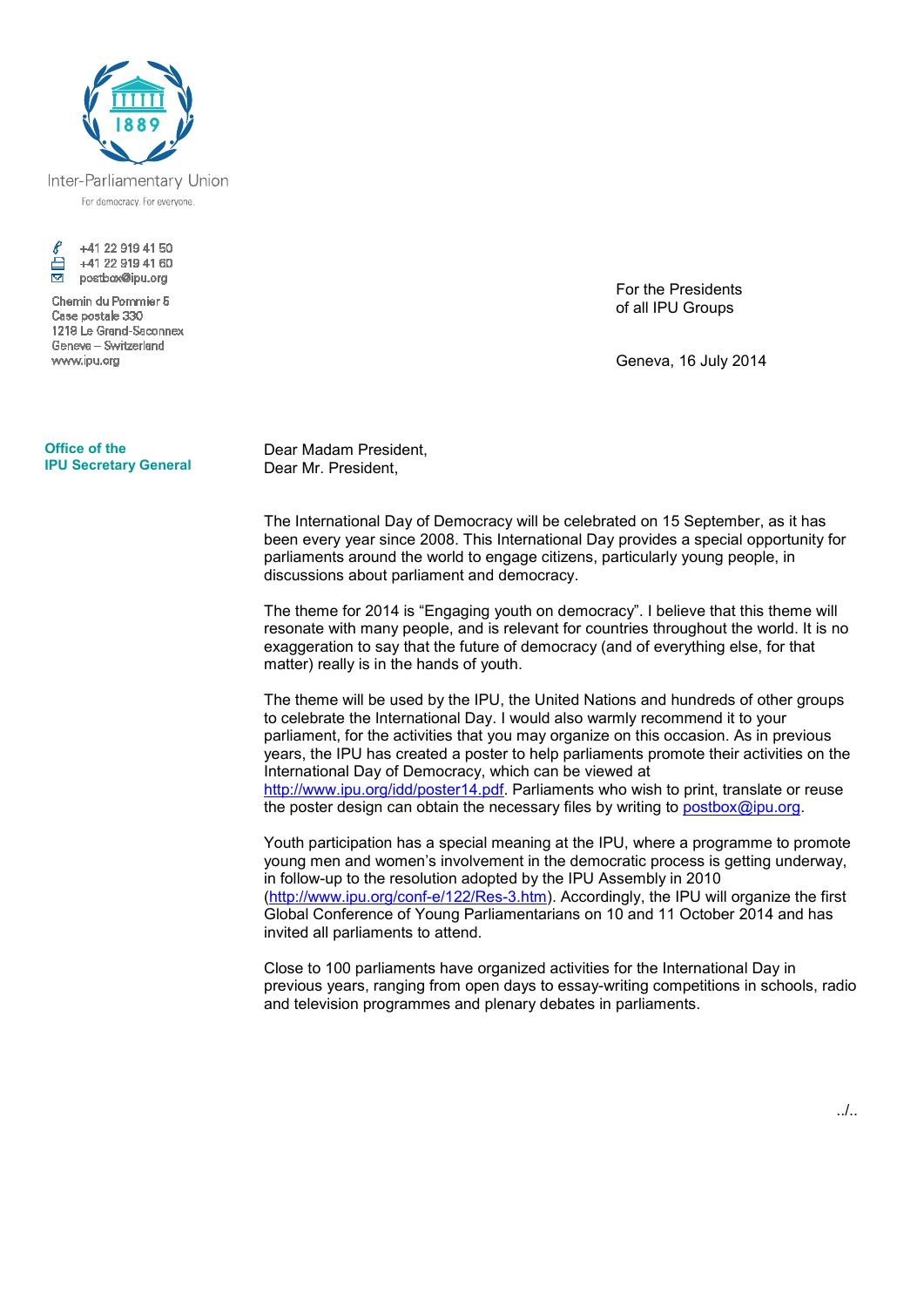Inter-Parliamentary Union

For democracy. For everyone.

+41 22 919 41 50
+41 22 919 41 60
postbox@ipu.org

Chemin du Pommier 5
Case postale 330
1218 Le Grand-Saconnex
Geneva – Switzerland
www.ipu.org

**Office of the IPU Secretary General**

For the Presidents
of all IPU Groups

Geneva, 16 July 2014

Dear Madam President,
Dear Mr. President,

The International Day of Democracy will be celebrated on 15 September, as it has been every year since 2008. This International Day provides a special opportunity for parliaments around the world to engage citizens, particularly young people, in discussions about parliament and democracy.

The theme for 2014 is "Engaging youth on democracy". I believe that this theme will resonate with many people, and is relevant for countries throughout the world. It is no exaggeration to say that the future of democracy (and of everything else, for that matter) really is in the hands of youth.

The theme will be used by the IPU, the United Nations and hundreds of other groups to celebrate the International Day. I would also warmly recommend it to your parliament, for the activities that you may organize on this occasion. As in previous years, the IPU has created a poster to help parliaments promote their activities on the International Day of Democracy, which can be viewed at http://www.ipu.org/idd/poster14.pdf. Parliaments who wish to print, translate or reuse the poster design can obtain the necessary files by writing to postbox@ipu.org.

Youth participation has a special meaning at the IPU, where a programme to promote young men and women's involvement in the democratic process is getting underway, in follow-up to the resolution adopted by the IPU Assembly in 2010 (http://www.ipu.org/conf-e/122/Res-3.htm). Accordingly, the IPU will organize the first Global Conference of Young Parliamentarians on 10 and 11 October 2014 and has invited all parliaments to attend.

Close to 100 parliaments have organized activities for the International Day in previous years, ranging from open days to essay-writing competitions in schools, radio and television programmes and plenary debates in parliaments.

../..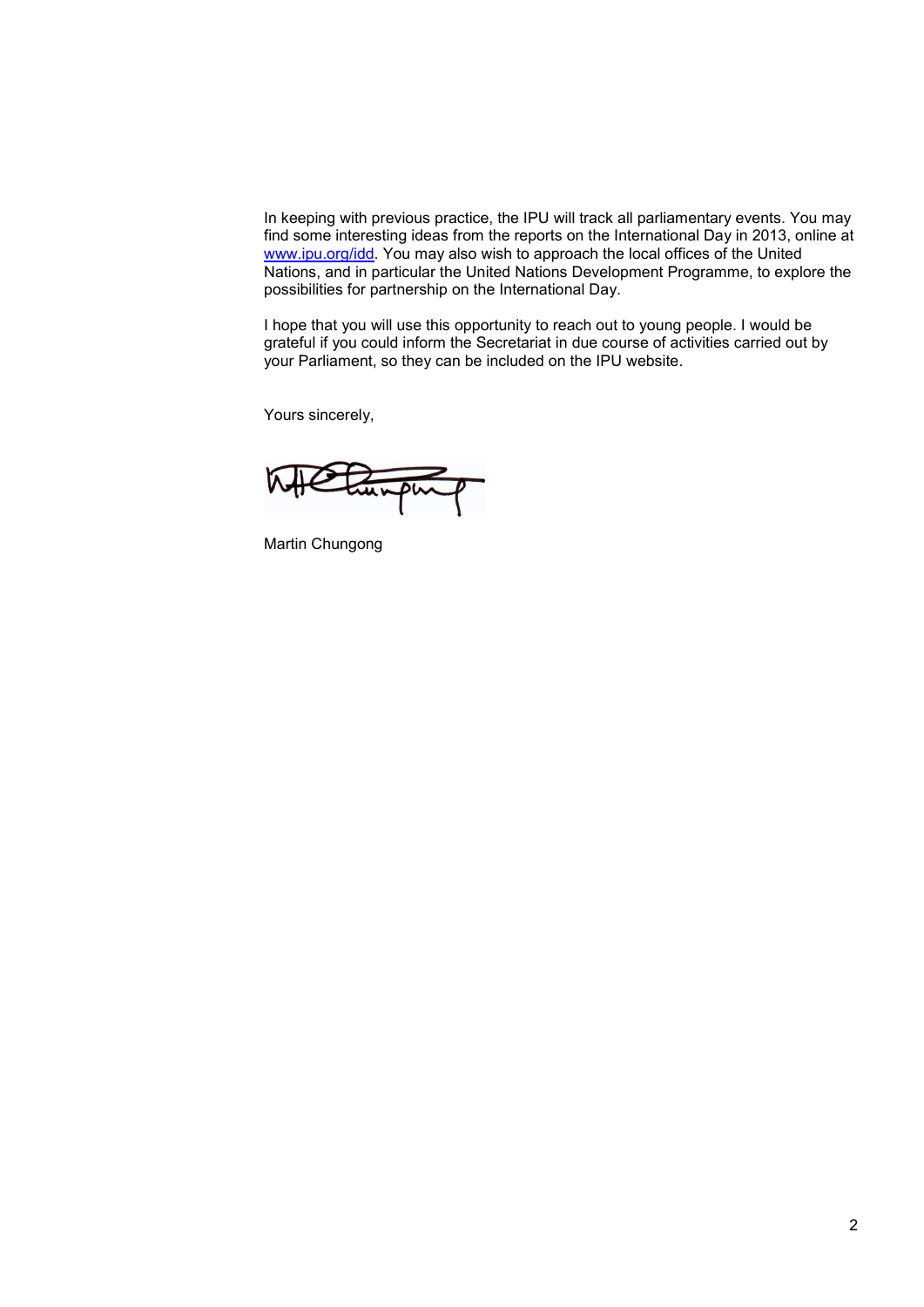In keeping with previous practice, the IPU will track all parliamentary events. You may find some interesting ideas from the reports on the International Day in 2013, online at [www.ipu.org/idd](http://www.ipu.org/idd). You may also wish to approach the local offices of the United Nations, and in particular the United Nations Development Programme, to explore the possibilities for partnership on the International Day.

I hope that you will use this opportunity to reach out to young people. I would be grateful if you could inform the Secretariat in due course of activities carried out by your Parliament, so they can be included on the IPU website.

Yours sincerely,

Martin Chungong